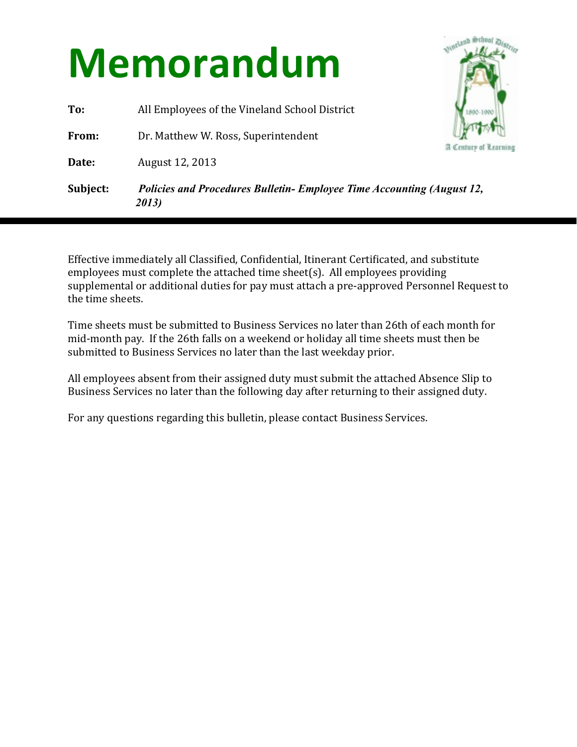# Memorandum

**To:** All Employees of the Vineland School District

**From:** Dr. Matthew W. Ross, Superintendent

**Date:** August 12, 2013

**Subject:** ***Policies and Procedures Bulletin- Employee Time Accounting (August 12, 2013)***

---

Effective immediately all Classified, Confidential, Itinerant Certificated, and substitute employees must complete the attached time sheet(s). All employees providing supplemental or additional duties for pay must attach a pre-approved Personnel Request to the time sheets.

Time sheets must be submitted to Business Services no later than 26th of each month for mid-month pay. If the 26th falls on a weekend or holiday all time sheets must then be submitted to Business Services no later than the last weekday prior.

All employees absent from their assigned duty must submit the attached Absence Slip to Business Services no later than the following day after returning to their assigned duty.

For any questions regarding this bulletin, please contact Business Services.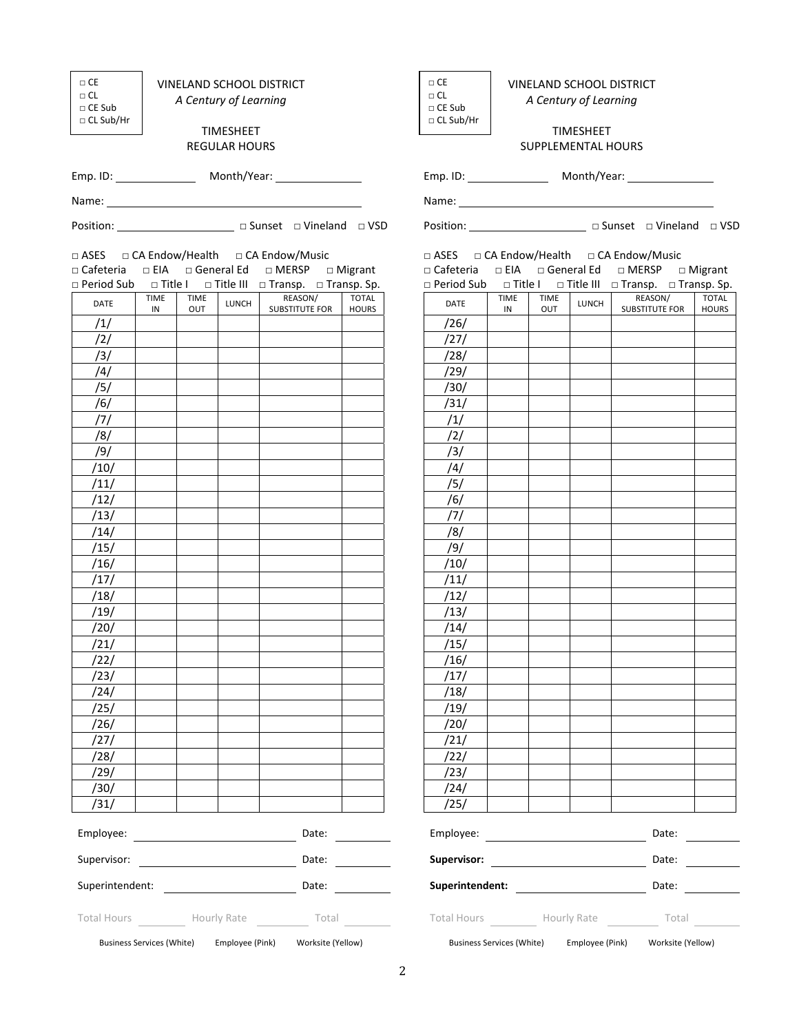□ CE
□ CL
□ CE Sub
□ CL Sub/Hr

VINELAND SCHOOL DISTRICT

*A Century of Learning*

TIMESHEET

REGULAR HOURS

Emp. ID: ______________ Month/Year: ______________

Name: ____________________________________________

Position: ____________________ □ Sunset □ Vineland □ VSD

□ ASES □ CA Endow/Health □ CA Endow/Music
□ Cafeteria □ EIA □ General Ed □ MERSP □ Migrant
□ Period Sub □ Title I □ Title III □ Transp. □ Transp. Sp.

| DATE | TIME IN | TIME OUT | LUNCH | REASON/ SUBSTITUTE FOR | TOTAL HOURS |
|---|---|---|---|---|---|
| /1/ | | | | | |
| /2/ | | | | | |
| /3/ | | | | | |
| /4/ | | | | | |
| /5/ | | | | | |
| /6/ | | | | | |
| /7/ | | | | | |
| /8/ | | | | | |
| /9/ | | | | | |
| /10/ | | | | | |
| /11/ | | | | | |
| /12/ | | | | | |
| /13/ | | | | | |
| /14/ | | | | | |
| /15/ | | | | | |
| /16/ | | | | | |
| /17/ | | | | | |
| /18/ | | | | | |
| /19/ | | | | | |
| /20/ | | | | | |
| /21/ | | | | | |
| /22/ | | | | | |
| /23/ | | | | | |
| /24/ | | | | | |
| /25/ | | | | | |
| /26/ | | | | | |
| /27/ | | | | | |
| /28/ | | | | | |
| /29/ | | | | | |
| /30/ | | | | | |
| /31/ | | | | | |

Employee: ______________________ Date: ________

Supervisor: ______________________ Date: ________

Superintendent: ______________________ Date: ________

Total Hours ________ Hourly Rate ________ Total ________

Business Services (White) Employee (Pink) Worksite (Yellow)

□ CE
□ CL
□ CE Sub
□ CL Sub/Hr

VINELAND SCHOOL DISTRICT

*A Century of Learning*

TIMESHEET

SUPPLEMENTAL HOURS

Emp. ID: ______________ Month/Year: ______________

Name: ____________________________________________

Position: ____________________ □ Sunset □ Vineland □ VSD

□ ASES □ CA Endow/Health □ CA Endow/Music
□ Cafeteria □ EIA □ General Ed □ MERSP □ Migrant
□ Period Sub □ Title I □ Title III □ Transp. □ Transp. Sp.

| DATE | TIME IN | TIME OUT | LUNCH | REASON/ SUBSTITUTE FOR | TOTAL HOURS |
|---|---|---|---|---|---|
| /26/ | | | | | |
| /27/ | | | | | |
| /28/ | | | | | |
| /29/ | | | | | |
| /30/ | | | | | |
| /31/ | | | | | |
| /1/ | | | | | |
| /2/ | | | | | |
| /3/ | | | | | |
| /4/ | | | | | |
| /5/ | | | | | |
| /6/ | | | | | |
| /7/ | | | | | |
| /8/ | | | | | |
| /9/ | | | | | |
| /10/ | | | | | |
| /11/ | | | | | |
| /12/ | | | | | |
| /13/ | | | | | |
| /14/ | | | | | |
| /15/ | | | | | |
| /16/ | | | | | |
| /17/ | | | | | |
| /18/ | | | | | |
| /19/ | | | | | |
| /20/ | | | | | |
| /21/ | | | | | |
| /22/ | | | | | |
| /23/ | | | | | |
| /24/ | | | | | |
| /25/ | | | | | |

Employee: ______________________ Date: ________

**Supervisor:** ______________________ Date: ________

**Superintendent:** ______________________ Date: ________

Total Hours ________ Hourly Rate ________ Total ________

Business Services (White) Employee (Pink) Worksite (Yellow)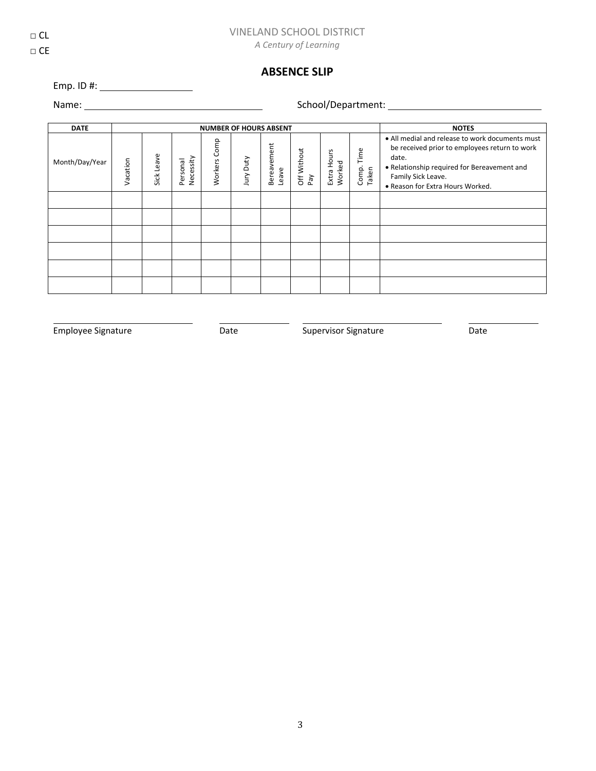□ CL

□ CE

VINELAND SCHOOL DISTRICT

*A Century of Learning*

## ABSENCE SLIP

Emp. ID #: ____________________

Name: ______________________________________ School/Department: ________________________________

| DATE | NUMBER OF HOURS ABSENT | | | | | | | | | NOTES |
|---|---|---|---|---|---|---|---|---|---|---|
| Month/Day/Year | Vacation | Sick Leave | Personal Necessity | Workers Comp | Jury Duty | Bereavement Leave | Off Without Pay | Extra Hours Worked | Comp. Time Taken | • All medial and release to work documents must be received prior to employees return to work date.<br>• Relationship required for Bereavement and Family Sick Leave.<br>• Reason for Extra Hours Worked. |
| | | | | | | | | | | |
| | | | | | | | | | | |
| | | | | | | | | | | |
| | | | | | | | | | | |
| | | | | | | | | | | |
| | | | | | | | | | | |

______________________________ Employee Signature

______________ Date

______________________________ Supervisor Signature

______________ Date